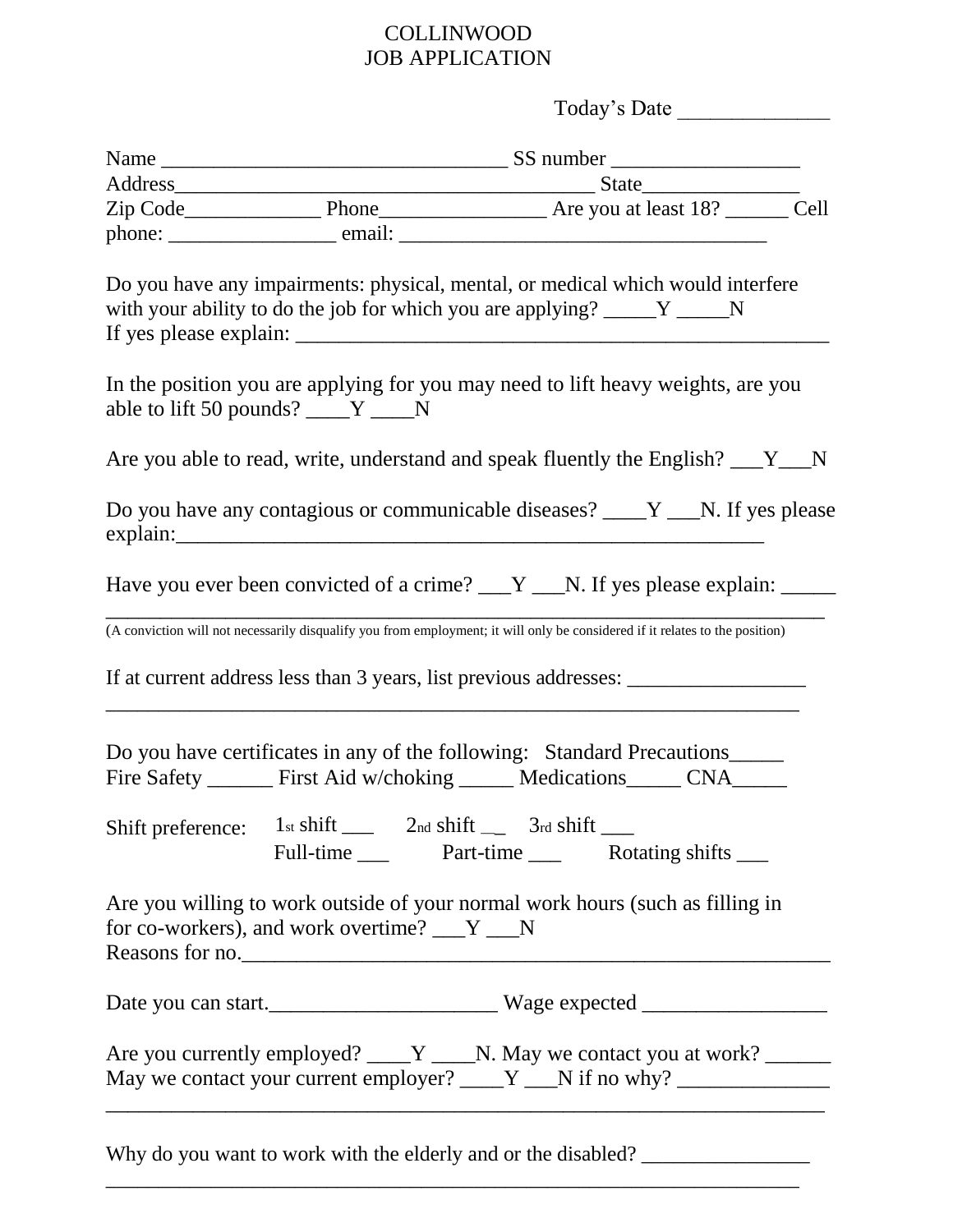# COLLINWOOD
# JOB APPLICATION

Today's Date ______________

Name _________________________________ SS number __________________
Address_________________________________________ State_______________
Zip Code_____________ Phone________________ Are you at least 18? ______ Cell phone: ________________ email: ___________________________________

Do you have any impairments: physical, mental, or medical which would interfere with your ability to do the job for which you are applying? _____Y _____N
If yes please explain: ____________________________________________________

In the position you are applying for you may need to lift heavy weights, are you able to lift 50 pounds? ____Y ____N

Are you able to read, write, understand and speak fluently the English? ___Y___N

Do you have any contagious or communicable diseases? ____Y ___N. If yes please explain:________________________________________________________

Have you ever been convicted of a crime? ___Y ___N. If yes please explain: _____
____________________________________________________________________
(A conviction will not necessarily disqualify you from employment; it will only be considered if it relates to the position)

If at current address less than 3 years, list previous addresses: _________________
_________________________________________________________________

Do you have certificates in any of the following: Standard Precautions_____
Fire Safety ______ First Aid w/choking _____ Medications_____ CNA_____

Shift preference: 1st shift ___ 2nd shift ___ 3rd shift ___
Full-time ___ Part-time ___ Rotating shifts ___

Are you willing to work outside of your normal work hours (such as filling in for co-workers), and work overtime? ___Y ___N
Reasons for no.________________________________________________________

Date you can start.______________________ Wage expected _________________

Are you currently employed? ____Y ____N. May we contact you at work? ______
May we contact your current employer? ____Y ___N if no why? ______________
____________________________________________________________________

Why do you want to work with the elderly and or the disabled? ________________
_________________________________________________________________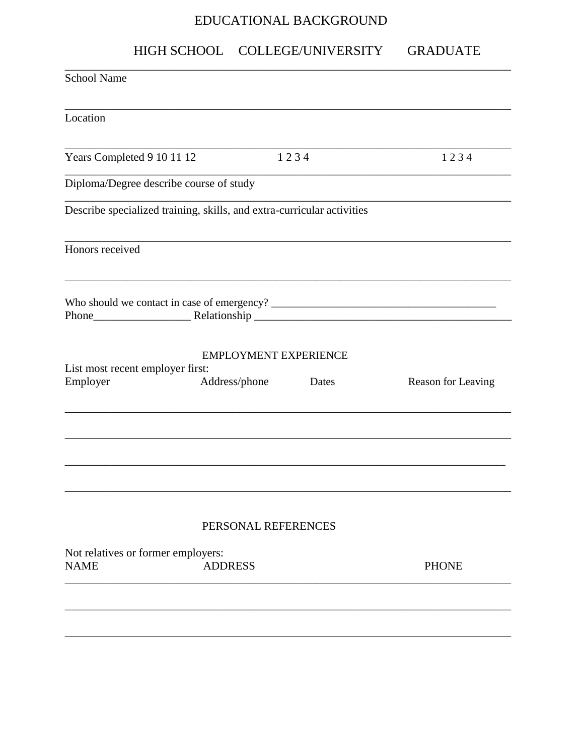## EDUCATIONAL BACKGROUND

| | HIGH SCHOOL | COLLEGE/UNIVERSITY | GRADUATE |
|---|---|---|---|
| School Name | | | |
| Location | | | |
| Years Completed | 9 10 11 12 | 1 2 3 4 | 1 2 3 4 |
| Diploma/Degree describe course of study | | | |
| Describe specialized training, skills, and extra-curricular activities | | | |
| Honors received | | | |

Who should we contact in case of emergency? ________________________________________

Phone_________________ Relationship ______________________________________________

## EMPLOYMENT EXPERIENCE

List most recent employer first:

| Employer | Address/phone | Dates | Reason for Leaving |
|---|---|---|---|
| | | | |
| | | | |
| | | | |
| | | | |

## PERSONAL REFERENCES

Not relatives or former employers:

| NAME | ADDRESS | PHONE |
|---|---|---|
| | | |
| | | |
| | | |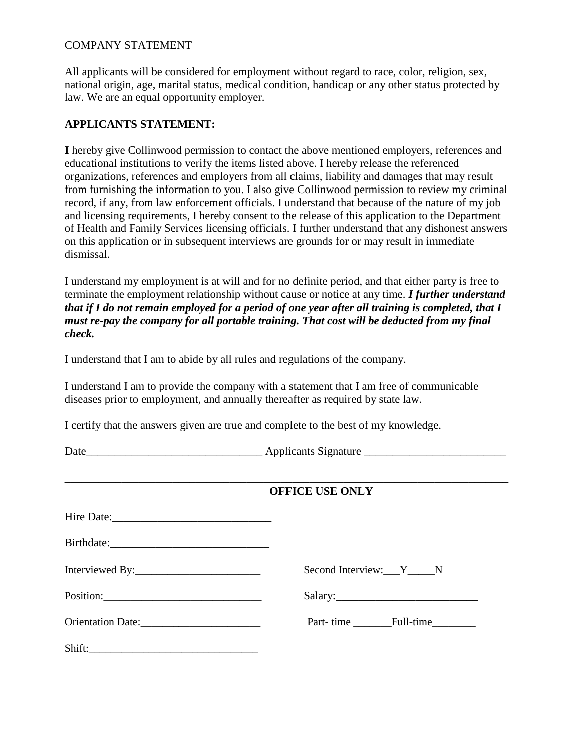COMPANY STATEMENT

All applicants will be considered for employment without regard to race, color, religion, sex, national origin, age, marital status, medical condition, handicap or any other status protected by law. We are an equal opportunity employer.

**APPLICANTS STATEMENT:**

**I** hereby give Collinwood permission to contact the above mentioned employers, references and educational institutions to verify the items listed above. I hereby release the referenced organizations, references and employers from all claims, liability and damages that may result from furnishing the information to you. I also give Collinwood permission to review my criminal record, if any, from law enforcement officials. I understand that because of the nature of my job and licensing requirements, I hereby consent to the release of this application to the Department of Health and Family Services licensing officials. I further understand that any dishonest answers on this application or in subsequent interviews are grounds for or may result in immediate dismissal.

I understand my employment is at will and for no definite period, and that either party is free to terminate the employment relationship without cause or notice at any time. ***I further understand that if I do not remain employed for a period of one year after all training is completed, that I must re-pay the company for all portable training. That cost will be deducted from my final check.***

I understand that I am to abide by all rules and regulations of the company.

I understand I am to provide the company with a statement that I am free of communicable diseases prior to employment, and annually thereafter as required by state law.

I certify that the answers given are true and complete to the best of my knowledge.

Date_______________________________ Applicants Signature _________________________

---

**OFFICE USE ONLY**

Hire Date:____________________________

Birthdate:____________________________

Interviewed By:_______________________ Second Interview:___Y_____N

Position:_____________________________ Salary:_________________________

Orientation Date:______________________ Part- time _______Full-time________

Shift:_______________________________